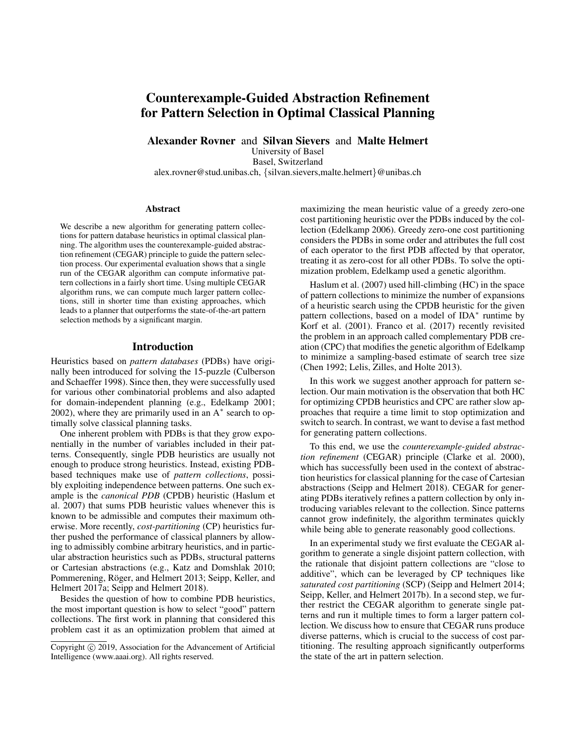# Counterexample-Guided Abstraction Refinement for Pattern Selection in Optimal Classical Planning

**Alexander Rovner** and **Silvan Sievers** and **Malte Helmert**
University of Basel
Basel, Switzerland
alex.rovner@stud.unibas.ch, {silvan.sievers,malte.helmert}@unibas.ch

### Abstract

We describe a new algorithm for generating pattern collections for pattern database heuristics in optimal classical planning. The algorithm uses the counterexample-guided abstraction refinement (CEGAR) principle to guide the pattern selection process. Our experimental evaluation shows that a single run of the CEGAR algorithm can compute informative pattern collections in a fairly short time. Using multiple CEGAR algorithm runs, we can compute much larger pattern collections, still in shorter time than existing approaches, which leads to a planner that outperforms the state-of-the-art pattern selection methods by a significant margin.

## Introduction

Heuristics based on *pattern databases* (PDBs) have originally been introduced for solving the 15-puzzle (Culberson and Schaeffer 1998). Since then, they were successfully used for various other combinatorial problems and also adapted for domain-independent planning (e.g., Edelkamp 2001; 2002), where they are primarily used in an A$^*$ search to optimally solve classical planning tasks.

One inherent problem with PDBs is that they grow exponentially in the number of variables included in their patterns. Consequently, single PDB heuristics are usually not enough to produce strong heuristics. Instead, existing PDB-based techniques make use of *pattern collections*, possibly exploiting independence between patterns. One such example is the *canonical PDB* (CPDB) heuristic (Haslum et al. 2007) that sums PDB heuristic values whenever this is known to be admissible and computes their maximum otherwise. More recently, *cost-partitioning* (CP) heuristics further pushed the performance of classical planners by allowing to admissibly combine arbitrary heuristics, and in particular abstraction heuristics such as PDBs, structural patterns or Cartesian abstractions (e.g., Katz and Domshlak 2010; Pommerening, Röger, and Helmert 2013; Seipp, Keller, and Helmert 2017a; Seipp and Helmert 2018).

Besides the question of how to combine PDB heuristics, the most important question is how to select "good" pattern collections. The first work in planning that considered this problem cast it as an optimization problem that aimed at maximizing the mean heuristic value of a greedy zero-one cost partitioning heuristic over the PDBs induced by the collection (Edelkamp 2006). Greedy zero-one cost partitioning considers the PDBs in some order and attributes the full cost of each operator to the first PDB affected by that operator, treating it as zero-cost for all other PDBs. To solve the optimization problem, Edelkamp used a genetic algorithm.

Haslum et al. (2007) used hill-climbing (HC) in the space of pattern collections to minimize the number of expansions of a heuristic search using the CPDB heuristic for the given pattern collections, based on a model of IDA$^*$ runtime by Korf et al. (2001). Franco et al. (2017) recently revisited the problem in an approach called complementary PDB creation (CPC) that modifies the genetic algorithm of Edelkamp to minimize a sampling-based estimate of search tree size (Chen 1992; Lelis, Zilles, and Holte 2013).

In this work we suggest another approach for pattern selection. Our main motivation is the observation that both HC for optimizing CPDB heuristics and CPC are rather slow approaches that require a time limit to stop optimization and switch to search. In contrast, we want to devise a fast method for generating pattern collections.

To this end, we use the *counterexample-guided abstraction refinement* (CEGAR) principle (Clarke et al. 2000), which has successfully been used in the context of abstraction heuristics for classical planning for the case of Cartesian abstractions (Seipp and Helmert 2018). CEGAR for generating PDBs iteratively refines a pattern collection by only introducing variables relevant to the collection. Since patterns cannot grow indefinitely, the algorithm terminates quickly while being able to generate reasonably good collections.

In an experimental study we first evaluate the CEGAR algorithm to generate a single disjoint pattern collection, with the rationale that disjoint pattern collections are "close to additive", which can be leveraged by CP techniques like *saturated cost partitioning* (SCP) (Seipp and Helmert 2014; Seipp, Keller, and Helmert 2017b). In a second step, we further restrict the CEGAR algorithm to generate single patterns and run it multiple times to form a larger pattern collection. We discuss how to ensure that CEGAR runs produce diverse patterns, which is crucial to the success of cost partitioning. The resulting approach significantly outperforms the state of the art in pattern selection.

Copyright © 2019, Association for the Advancement of Artificial Intelligence (www.aaai.org). All rights reserved.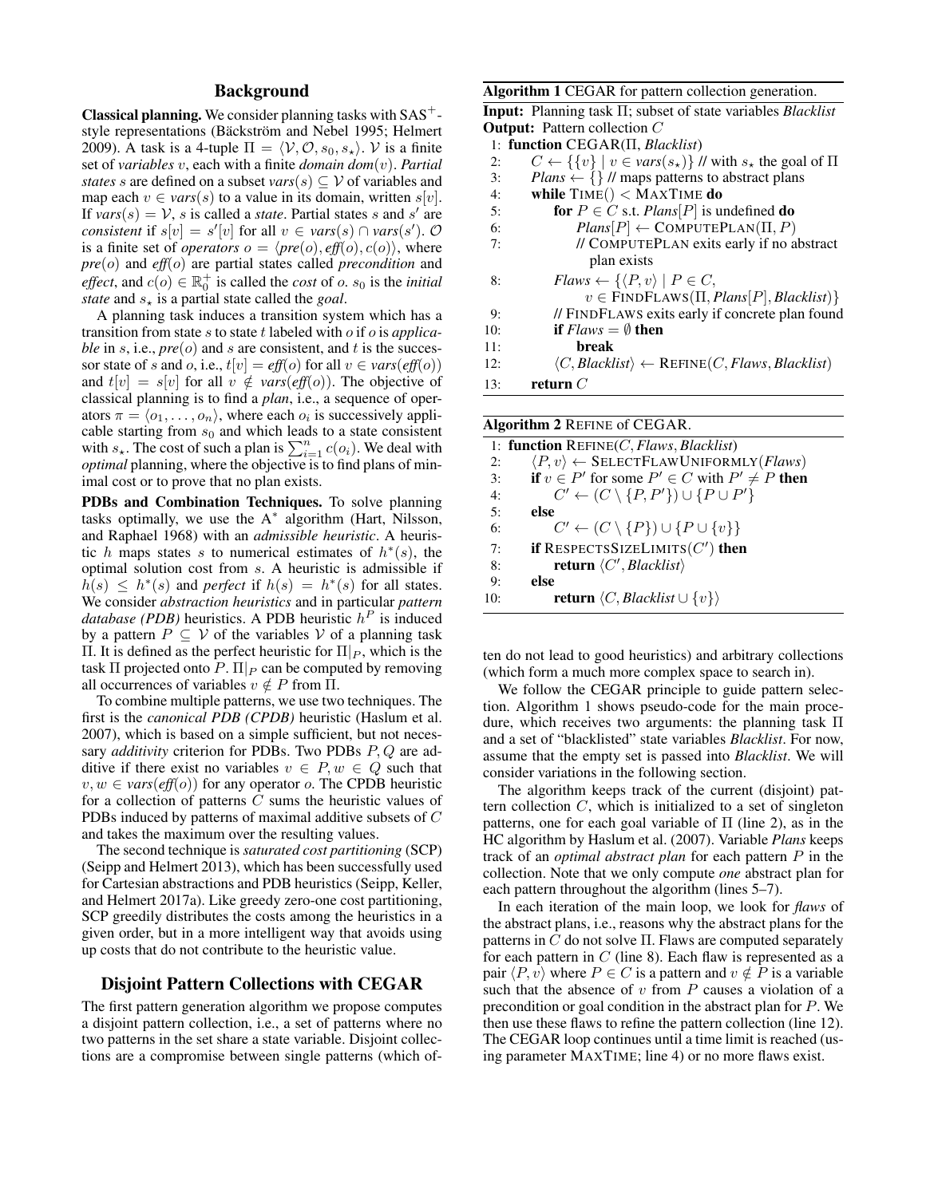## Background

**Classical planning.** We consider planning tasks with $SAS^+$-style representations (Bäckström and Nebel 1995; Helmert 2009). A task is a 4-tuple $\Pi = \langle \mathcal{V}, \mathcal{O}, s_0, s_\star \rangle$. $\mathcal{V}$ is a finite set of *variables* $v$, each with a finite *domain* $dom(v)$. *Partial states* $s$ are defined on a subset $vars(s) \subseteq \mathcal{V}$ of variables and map each $v \in vars(s)$ to a value in its domain, written $s[v]$. If $vars(s) = \mathcal{V}$, $s$ is called a *state*. Partial states $s$ and $s'$ are *consistent* if $s[v] = s'[v]$ for all $v \in vars(s) \cap vars(s')$. $\mathcal{O}$ is a finite set of *operators* $o = \langle pre(o), eff(o), c(o) \rangle$, where $pre(o)$ and $eff(o)$ are partial states called *precondition* and *effect*, and $c(o) \in \mathbb{R}^+_0$ is called the *cost* of $o$. $s_0$ is the *initial state* and $s_\star$ is a partial state called the *goal*.

A planning task induces a transition system which has a transition from state $s$ to state $t$ labeled with $o$ if $o$ is *applicable* in $s$, i.e., $pre(o)$ and $s$ are consistent, and $t$ is the successor state of $s$ and $o$, i.e., $t[v] = eff(o)$ for all $v \in vars(eff(o))$ and $t[v] = s[v]$ for all $v \notin vars(eff(o))$. The objective of classical planning is to find a *plan*, i.e., a sequence of operators $\pi = \langle o_1, \dots, o_n \rangle$, where each $o_i$ is successively applicable starting from $s_0$ and which leads to a state consistent with $s_\star$. The cost of such a plan is $\sum_{i=1}^n c(o_i)$. We deal with *optimal* planning, where the objective is to find plans of minimal cost or to prove that no plan exists.

**PDBs and Combination Techniques.** To solve planning tasks optimally, we use the $A^*$ algorithm (Hart, Nilsson, and Raphael 1968) with an *admissible heuristic*. A heuristic $h$ maps states $s$ to numerical estimates of $h^*(s)$, the optimal solution cost from $s$. A heuristic is admissible if $h(s) \leq h^*(s)$ and *perfect* if $h(s) = h^*(s)$ for all states. We consider *abstraction heuristics* and in particular *pattern database (PDB)* heuristics. A PDB heuristic $h^P$ is induced by a pattern $P \subseteq \mathcal{V}$ of the variables $\mathcal{V}$ of a planning task $\Pi$. It is defined as the perfect heuristic for $\Pi|_P$, which is the task $\Pi$ projected onto $P$. $\Pi|_P$ can be computed by removing all occurrences of variables $v \notin P$ from $\Pi$.

To combine multiple patterns, we use two techniques. The first is the *canonical PDB (CPDB)* heuristic (Haslum et al. 2007), which is based on a simple sufficient, but not necessary *additivity* criterion for PDBs. Two PDBs $P, Q$ are additive if there exist no variables $v \in P, w \in Q$ such that $v, w \in vars(eff(o))$ for any operator $o$. The CPDB heuristic for a collection of patterns $C$ sums the heuristic values of PDBs induced by patterns of maximal additive subsets of $C$ and takes the maximum over the resulting values.

The second technique is *saturated cost partitioning* (SCP) (Seipp and Helmert 2013), which has been successfully used for Cartesian abstractions and PDB heuristics (Seipp, Keller, and Helmert 2017a). Like greedy zero-one cost partitioning, SCP greedily distributes the costs among the heuristics in a given order, but in a more intelligent way that avoids using up costs that do not contribute to the heuristic value.

## Disjoint Pattern Collections with CEGAR

The first pattern generation algorithm we propose computes a disjoint pattern collection, i.e., a set of patterns where no two patterns in the set share a state variable. Disjoint collections are a compromise between single patterns (which often do not lead to good heuristics) and arbitrary collections (which form a much more complex space to search in).

**Algorithm 1** CEGAR for pattern collection generation.

**Input:** Planning task $\Pi$; subset of state variables *Blacklist*
**Output:** Pattern collection $C$

```
 1: function CEGAR(Π, Blacklist)
 2:     C ← {{v} | v ∈ vars(s⋆)} // with s⋆ the goal of Π
 3:     Plans ← {} // maps patterns to abstract plans
 4:     while TIME() < MAXTIME do
 5:         for P ∈ C s.t. Plans[P] is undefined do
 6:             Plans[P] ← COMPUTEPLAN(Π, P)
 7:             // COMPUTEPLAN exits early if no abstract
                   plan exists
 8:         Flaws ← {⟨P, v⟩ | P ∈ C,
                   v ∈ FINDFLAWS(Π, Plans[P], Blacklist)}
 9:         // FINDFLAWS exits early if concrete plan found
10:         if Flaws = ∅ then
11:             break
12:         ⟨C, Blacklist⟩ ← REFINE(C, Flaws, Blacklist)
13:     return C
```

**Algorithm 2** REFINE of CEGAR.

```
 1: function REFINE(C, Flaws, Blacklist)
 2:     ⟨P, v⟩ ← SELECTFLAWUNIFORMLY(Flaws)
 3:     if v ∈ P' for some P' ∈ C with P' ≠ P then
 4:         C' ← (C \ {P, P'}) ∪ {P ∪ P'}
 5:     else
 6:         C' ← (C \ {P}) ∪ {P ∪ {v}}
 7:     if RESPECTSSIZELIMITS(C') then
 8:         return ⟨C', Blacklist⟩
 9:     else
10:         return ⟨C, Blacklist ∪ {v}⟩
```

We follow the CEGAR principle to guide pattern selection. Algorithm 1 shows pseudo-code for the main procedure, which receives two arguments: the planning task $\Pi$ and a set of "blacklisted" state variables *Blacklist*. For now, assume that the empty set is passed into *Blacklist*. We will consider variations in the following section.

The algorithm keeps track of the current (disjoint) pattern collection $C$, which is initialized to a set of singleton patterns, one for each goal variable of $\Pi$ (line 2), as in the HC algorithm by Haslum et al. (2007). Variable *Plans* keeps track of an *optimal abstract plan* for each pattern $P$ in the collection. Note that we only compute *one* abstract plan for each pattern throughout the algorithm (lines 5–7).

In each iteration of the main loop, we look for *flaws* of the abstract plans, i.e., reasons why the abstract plans for the patterns in $C$ do not solve $\Pi$. Flaws are computed separately for each pattern in $C$ (line 8). Each flaw is represented as a pair $\langle P, v \rangle$ where $P \in C$ is a pattern and $v \notin P$ is a variable such that the absence of $v$ from $P$ causes a violation of a precondition or goal condition in the abstract plan for $P$. We then use these flaws to refine the pattern collection (line 12). The CEGAR loop continues until a time limit is reached (using parameter MAXTIME; line 4) or no more flaws exist.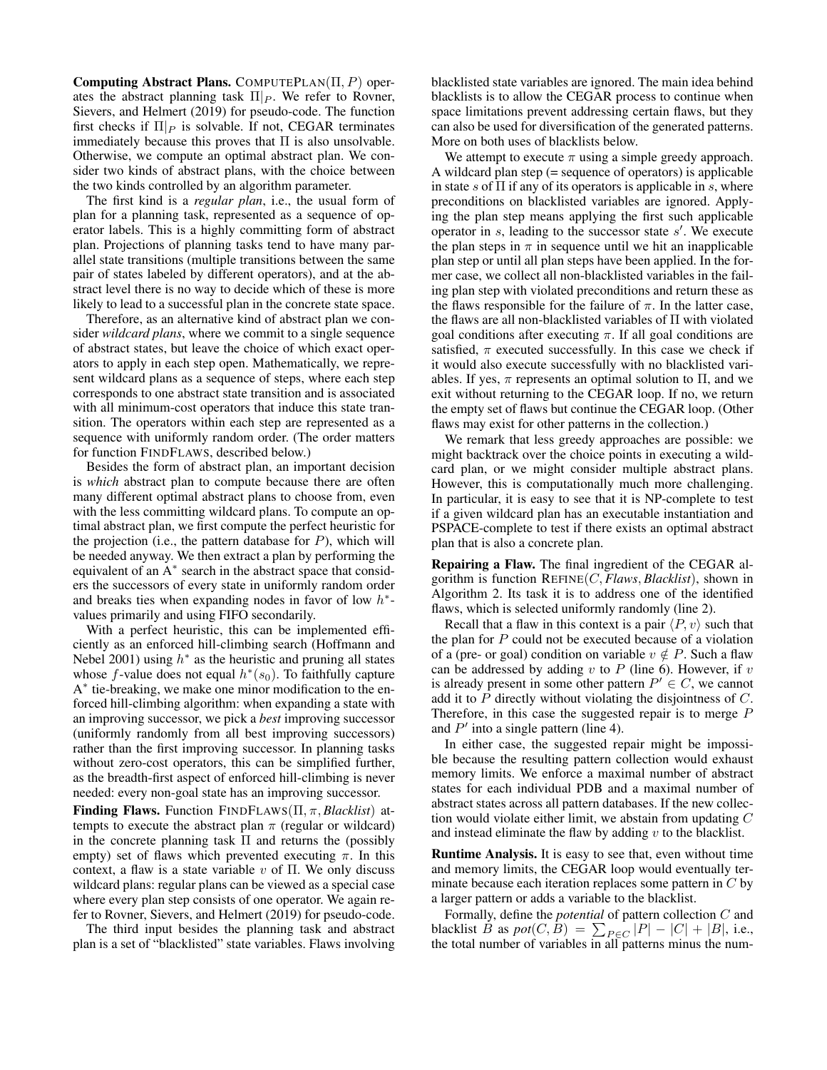**Computing Abstract Plans.** ComputePlan($\Pi, P$) operates the abstract planning task $\Pi|_P$. We refer to Rovner, Sievers, and Helmert (2019) for pseudo-code. The function first checks if $\Pi|_P$ is solvable. If not, CEGAR terminates immediately because this proves that $\Pi$ is also unsolvable. Otherwise, we compute an optimal abstract plan. We consider two kinds of abstract plans, with the choice between the two kinds controlled by an algorithm parameter.

The first kind is a *regular plan*, i.e., the usual form of plan for a planning task, represented as a sequence of operator labels. This is a highly committing form of abstract plan. Projections of planning tasks tend to have many parallel state transitions (multiple transitions between the same pair of states labeled by different operators), and at the abstract level there is no way to decide which of these is more likely to lead to a successful plan in the concrete state space.

Therefore, as an alternative kind of abstract plan we consider *wildcard plans*, where we commit to a single sequence of abstract states, but leave the choice of which exact operators to apply in each step open. Mathematically, we represent wildcard plans as a sequence of steps, where each step corresponds to one abstract state transition and is associated with all minimum-cost operators that induce this state transition. The operators within each step are represented as a sequence with uniformly random order. (The order matters for function FindFlaws, described below.)

Besides the form of abstract plan, an important decision is *which* abstract plan to compute because there are often many different optimal abstract plans to choose from, even with the less committing wildcard plans. To compute an optimal abstract plan, we first compute the perfect heuristic for the projection (i.e., the pattern database for $P$), which will be needed anyway. We then extract a plan by performing the equivalent of an A$^*$ search in the abstract space that considers the successors of every state in uniformly random order and breaks ties when expanding nodes in favor of low $h^*$-values primarily and using FIFO secondarily.

With a perfect heuristic, this can be implemented efficiently as an enforced hill-climbing search (Hoffmann and Nebel 2001) using $h^*$ as the heuristic and pruning all states whose $f$-value does not equal $h^*(s_0)$. To faithfully capture A$^*$ tie-breaking, we make one minor modification to the enforced hill-climbing algorithm: when expanding a state with an improving successor, we pick a *best* improving successor (uniformly randomly from all best improving successors) rather than the first improving successor. In planning tasks without zero-cost operators, this can be simplified further, as the breadth-first aspect of enforced hill-climbing is never needed: every non-goal state has an improving successor.

**Finding Flaws.** Function FindFlaws($\Pi, \pi, \mathit{Blacklist}$) attempts to execute the abstract plan $\pi$ (regular or wildcard) in the concrete planning task $\Pi$ and returns the (possibly empty) set of flaws which prevented executing $\pi$. In this context, a flaw is a state variable $v$ of $\Pi$. We only discuss wildcard plans: regular plans can be viewed as a special case where every plan step consists of one operator. We again refer to Rovner, Sievers, and Helmert (2019) for pseudo-code.

The third input besides the planning task and abstract plan is a set of "blacklisted" state variables. Flaws involving blacklisted state variables are ignored. The main idea behind blacklists is to allow the CEGAR process to continue when space limitations prevent addressing certain flaws, but they can also be used for diversification of the generated patterns. More on both uses of blacklists below.

We attempt to execute $\pi$ using a simple greedy approach. A wildcard plan step (= sequence of operators) is applicable in state $s$ of $\Pi$ if any of its operators is applicable in $s$, where preconditions on blacklisted variables are ignored. Applying the plan step means applying the first such applicable operator in $s$, leading to the successor state $s'$. We execute the plan steps in $\pi$ in sequence until we hit an inapplicable plan step or until all plan steps have been applied. In the former case, we collect all non-blacklisted variables in the failing plan step with violated preconditions and return these as the flaws responsible for the failure of $\pi$. In the latter case, the flaws are all non-blacklisted variables of $\Pi$ with violated goal conditions after executing $\pi$. If all goal conditions are satisfied, $\pi$ executed successfully. In this case we check if it would also execute successfully with no blacklisted variables. If yes, $\pi$ represents an optimal solution to $\Pi$, and we exit without returning to the CEGAR loop. If no, we return the empty set of flaws but continue the CEGAR loop. (Other flaws may exist for other patterns in the collection.)

We remark that less greedy approaches are possible: we might backtrack over the choice points in executing a wildcard plan, or we might consider multiple abstract plans. However, this is computationally much more challenging. In particular, it is easy to see that it is NP-complete to test if a given wildcard plan has an executable instantiation and PSPACE-complete to test if there exists an optimal abstract plan that is also a concrete plan.

**Repairing a Flaw.** The final ingredient of the CEGAR algorithm is function Refine($C, \mathit{Flaws}, \mathit{Blacklist}$), shown in Algorithm 2. Its task it is to address one of the identified flaws, which is selected uniformly randomly (line 2).

Recall that a flaw in this context is a pair $\langle P, v\rangle$ such that the plan for $P$ could not be executed because of a violation of a (pre- or goal) condition on variable $v \notin P$. Such a flaw can be addressed by adding $v$ to $P$ (line 6). However, if $v$ is already present in some other pattern $P' \in C$, we cannot add it to $P$ directly without violating the disjointness of $C$. Therefore, in this case the suggested repair is to merge $P$ and $P'$ into a single pattern (line 4).

In either case, the suggested repair might be impossible because the resulting pattern collection would exhaust memory limits. We enforce a maximal number of abstract states for each individual PDB and a maximal number of abstract states across all pattern databases. If the new collection would violate either limit, we abstain from updating $C$ and instead eliminate the flaw by adding $v$ to the blacklist.

**Runtime Analysis.** It is easy to see that, even without time and memory limits, the CEGAR loop would eventually terminate because each iteration replaces some pattern in $C$ by a larger pattern or adds a variable to the blacklist.

Formally, define the *potential* of pattern collection $C$ and blacklist $B$ as $\mathit{pot}(C, B) = \sum_{P \in C} |P| - |C| + |B|$, i.e., the total number of variables in all patterns minus the num-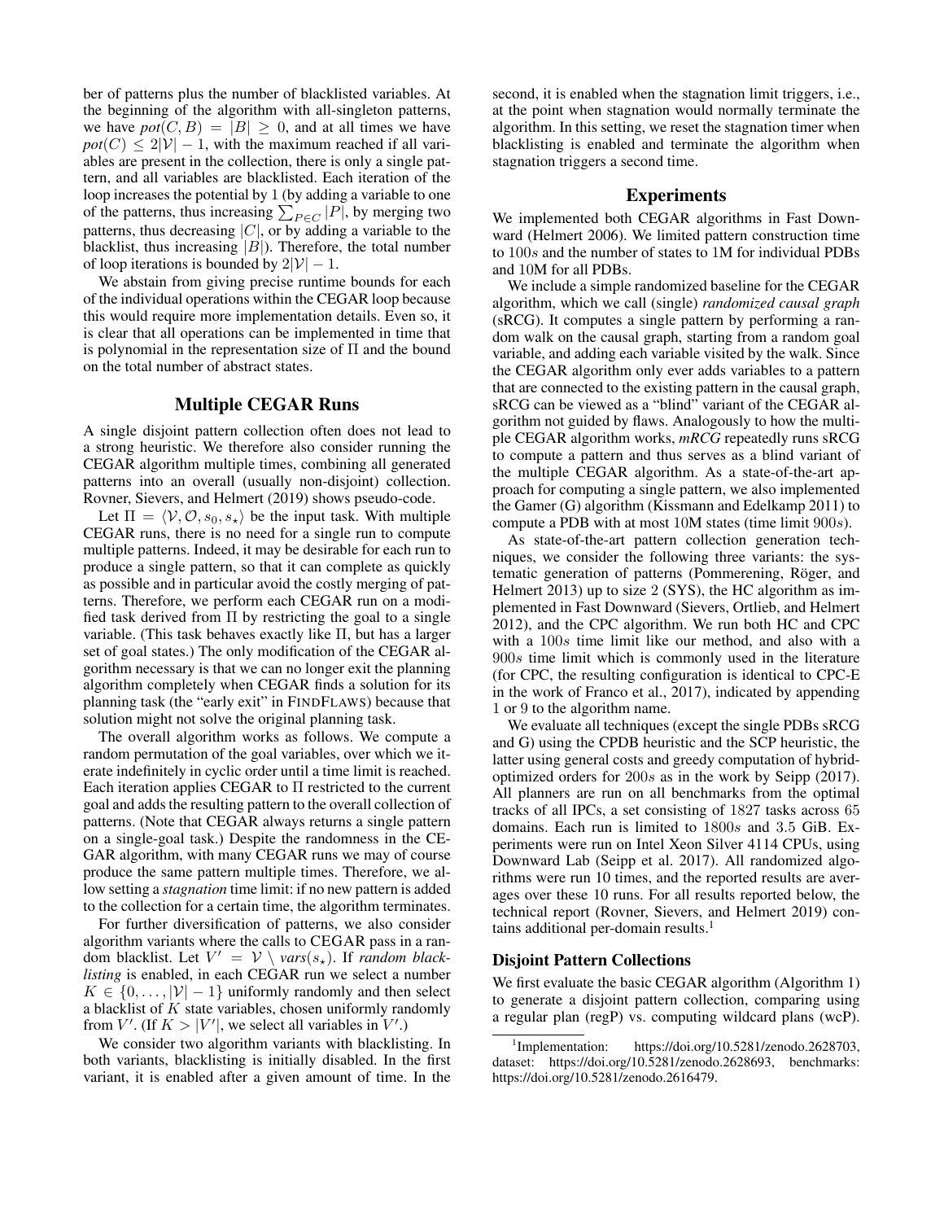ber of patterns plus the number of blacklisted variables. At the beginning of the algorithm with all-singleton patterns, we have $pot(C, B) = |B| \geq 0$, and at all times we have $pot(C) \leq 2|\mathcal{V}| - 1$, with the maximum reached if all variables are present in the collection, there is only a single pattern, and all variables are blacklisted. Each iteration of the loop increases the potential by 1 (by adding a variable to one of the patterns, thus increasing $\sum_{P \in C} |P|$, by merging two patterns, thus decreasing $|C|$, or by adding a variable to the blacklist, thus increasing $|B|$). Therefore, the total number of loop iterations is bounded by $2|\mathcal{V}| - 1$.

We abstain from giving precise runtime bounds for each of the individual operations within the CEGAR loop because this would require more implementation details. Even so, it is clear that all operations can be implemented in time that is polynomial in the representation size of $\Pi$ and the bound on the total number of abstract states.

## Multiple CEGAR Runs

A single disjoint pattern collection often does not lead to a strong heuristic. We therefore also consider running the CEGAR algorithm multiple times, combining all generated patterns into an overall (usually non-disjoint) collection. Rovner, Sievers, and Helmert (2019) shows pseudo-code.

Let $\Pi = \langle \mathcal{V}, \mathcal{O}, s_0, s_\star \rangle$ be the input task. With multiple CEGAR runs, there is no need for a single run to compute multiple patterns. Indeed, it may be desirable for each run to produce a single pattern, so that it can complete as quickly as possible and in particular avoid the costly merging of patterns. Therefore, we perform each CEGAR run on a modified task derived from $\Pi$ by restricting the goal to a single variable. (This task behaves exactly like $\Pi$, but has a larger set of goal states.) The only modification of the CEGAR algorithm necessary is that we can no longer exit the planning algorithm completely when CEGAR finds a solution for its planning task (the "early exit" in FindFlaws) because that solution might not solve the original planning task.

The overall algorithm works as follows. We compute a random permutation of the goal variables, over which we iterate indefinitely in cyclic order until a time limit is reached. Each iteration applies CEGAR to $\Pi$ restricted to the current goal and adds the resulting pattern to the overall collection of patterns. (Note that CEGAR always returns a single pattern on a single-goal task.) Despite the randomness in the CEGAR algorithm, with many CEGAR runs we may of course produce the same pattern multiple times. Therefore, we allow setting a *stagnation* time limit: if no new pattern is added to the collection for a certain time, the algorithm terminates.

For further diversification of patterns, we also consider algorithm variants where the calls to CEGAR pass in a random blacklist. Let $V' = \mathcal{V} \setminus vars(s_\star)$. If *random blacklisting* is enabled, in each CEGAR run we select a number $K \in \{0, \ldots, |\mathcal{V}| - 1\}$ uniformly randomly and then select a blacklist of $K$ state variables, chosen uniformly randomly from $V'$. (If $K > |V'|$, we select all variables in $V'$.)

We consider two algorithm variants with blacklisting. In both variants, blacklisting is initially disabled. In the first variant, it is enabled after a given amount of time. In the second, it is enabled when the stagnation limit triggers, i.e., at the point when stagnation would normally terminate the algorithm. In this setting, we reset the stagnation timer when blacklisting is enabled and terminate the algorithm when stagnation triggers a second time.

## Experiments

We implemented both CEGAR algorithms in Fast Downward (Helmert 2006). We limited pattern construction time to $100s$ and the number of states to 1M for individual PDBs and 10M for all PDBs.

We include a simple randomized baseline for the CEGAR algorithm, which we call (single) *randomized causal graph* (sRCG). It computes a single pattern by performing a random walk on the causal graph, starting from a random goal variable, and adding each variable visited by the walk. Since the CEGAR algorithm only ever adds variables to a pattern that are connected to the existing pattern in the causal graph, sRCG can be viewed as a "blind" variant of the CEGAR algorithm not guided by flaws. Analogously to how the multiple CEGAR algorithm works, *mRCG* repeatedly runs sRCG to compute a pattern and thus serves as a blind variant of the multiple CEGAR algorithm. As a state-of-the-art approach for computing a single pattern, we also implemented the Gamer (G) algorithm (Kissmann and Edelkamp 2011) to compute a PDB with at most 10M states (time limit $900s$).

As state-of-the-art pattern collection generation techniques, we consider the following three variants: the systematic generation of patterns (Pommerening, Röger, and Helmert 2013) up to size 2 (SYS), the HC algorithm as implemented in Fast Downward (Sievers, Ortlieb, and Helmert 2012), and the CPC algorithm. We run both HC and CPC with a $100s$ time limit like our method, and also with a $900s$ time limit which is commonly used in the literature (for CPC, the resulting configuration is identical to CPC-E in the work of Franco et al., 2017), indicated by appending 1 or 9 to the algorithm name.

We evaluate all techniques (except the single PDBs sRCG and G) using the CPDB heuristic and the SCP heuristic, the latter using general costs and greedy computation of hybrid-optimized orders for $200s$ as in the work by Seipp (2017). All planners are run on all benchmarks from the optimal tracks of all IPCs, a set consisting of 1827 tasks across 65 domains. Each run is limited to $1800s$ and 3.5 GiB. Experiments were run on Intel Xeon Silver 4114 CPUs, using Downward Lab (Seipp et al. 2017). All randomized algorithms were run 10 times, and the reported results are averages over these 10 runs. For all results reported below, the technical report (Rovner, Sievers, and Helmert 2019) contains additional per-domain results.[1]

### Disjoint Pattern Collections

We first evaluate the basic CEGAR algorithm (Algorithm 1) to generate a disjoint pattern collection, comparing using a regular plan (regP) vs. computing wildcard plans (wcP).

[1] Implementation: https://doi.org/10.5281/zenodo.2628703, dataset: https://doi.org/10.5281/zenodo.2628693, benchmarks: https://doi.org/10.5281/zenodo.2616479.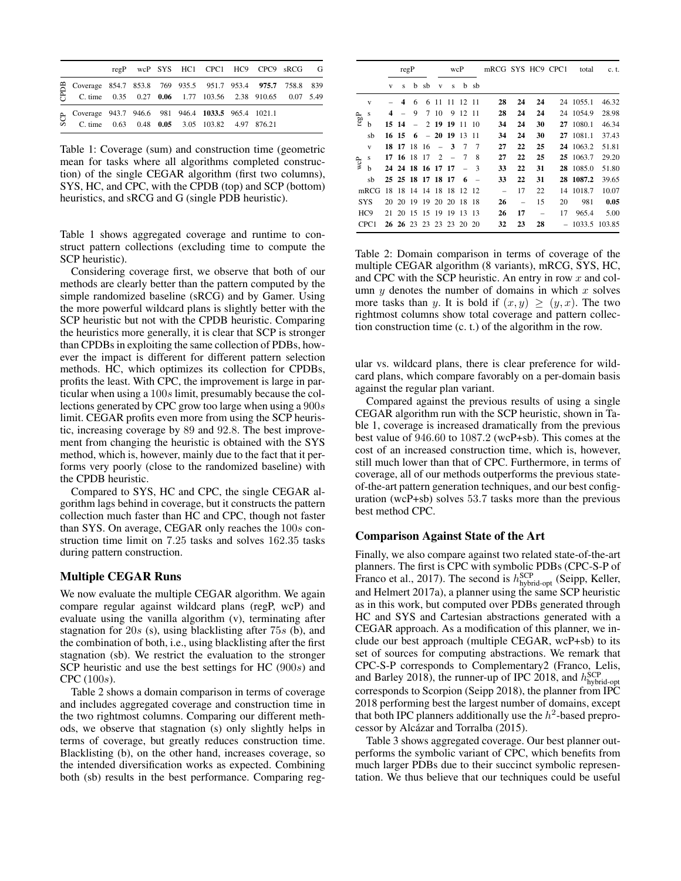|  |  | regP | wcP | SYS | HC1 | CPC1 | HC9 | CPC9 | sRCG | G |
|---|---|---|---|---|---|---|---|---|---|---|
| CPDB | Coverage | 854.7 | 853.8 | 769 | 935.5 | 951.7 | 953.4 | **975.7** | 758.8 | 839 |
|  | C. time | 0.35 | 0.27 | **0.06** | 1.77 | 103.56 | 2.38 | 910.65 | 0.07 | 5.49 |
| SCP | Coverage | 943.7 | 946.6 | 981 | 946.4 | **1033.5** | 965.4 | 1021.1 |  |  |
|  | C. time | 0.63 | 0.48 | **0.05** | 3.05 | 103.82 | 4.97 | 876.21 |  |  |

Table 1: Coverage (sum) and construction time (geometric mean for tasks where all algorithms completed construction) of the single CEGAR algorithm (first two columns), SYS, HC, and CPC, with the CPDB (top) and SCP (bottom) heuristics, and sRCG and G (single PDB heuristic).

Table 1 shows aggregated coverage and runtime to construct pattern collections (excluding time to compute the SCP heuristic).

Considering coverage first, we observe that both of our methods are clearly better than the pattern computed by the simple randomized baseline (sRCG) and by Gamer. Using the more powerful wildcard plans is slightly better with the SCP heuristic but not with the CPDB heuristic. Comparing the heuristics more generally, it is clear that SCP is stronger than CPDBs in exploiting the same collection of PDBs, however the impact is different for different pattern selection methods. HC, which optimizes its collection for CPDBs, profits the least. With CPC, the improvement is large in particular when using a $100s$ limit, presumably because the collections generated by CPC grow too large when using a $900s$ limit. CEGAR profits even more from using the SCP heuristic, increasing coverage by 89 and 92.8. The best improvement from changing the heuristic is obtained with the SYS method, which is, however, mainly due to the fact that it performs very poorly (close to the randomized baseline) with the CPDB heuristic.

Compared to SYS, HC and CPC, the single CEGAR algorithm lags behind in coverage, but it constructs the pattern collection much faster than HC and CPC, though not faster than SYS. On average, CEGAR only reaches the $100s$ construction time limit on 7.25 tasks and solves 162.35 tasks during pattern construction.

## Multiple CEGAR Runs

We now evaluate the multiple CEGAR algorithm. We again compare regular against wildcard plans (regP, wcP) and evaluate using the vanilla algorithm (v), terminating after stagnation for $20s$ (s), using blacklisting after $75s$ (b), and the combination of both, i.e., using blacklisting after the first stagnation (sb). We restrict the evaluation to the stronger SCP heuristic and use the best settings for HC ($900s$) and CPC ($100s$).

Table 2 shows a domain comparison in terms of coverage and includes aggregated coverage and construction time in the two rightmost columns. Comparing our different methods, we observe that stagnation (s) only slightly helps in terms of coverage, but greatly reduces construction time. Blacklisting (b), on the other hand, increases coverage, so the intended diversification works as expected. Combining both (sb) results in the best performance. Comparing regular vs. wildcard plans, there is clear preference for wildcard plans, which compare favorably on a per-domain basis against the regular plan variant.

|  |  | regP v | regP s | regP b | regP sb | wcP v | wcP s | wcP b | wcP sb | mRCG | SYS | HC9 | CPC1 | total | c. t. |
|---|---|---|---|---|---|---|---|---|---|---|---|---|---|---|---|
| regP | v | – | **4** | 6 | 6 | 11 | 11 | 12 | 11 | **28** | **24** | **24** | 24 | 1055.1 | 46.32 |
|  | s | **4** | – | 9 | 7 | 10 | 9 | 12 | 11 | **28** | **24** | **24** | 24 | 1054.9 | 28.98 |
|  | b | **15** | **14** | – | 2 | **19** | **19** | 11 | 10 | **34** | **24** | **30** | **27** | 1080.1 | 46.34 |
|  | sb | **16** | **15** | **6** | – | **20** | **19** | 13 | 11 | **34** | **24** | **30** | **27** | 1081.1 | 37.43 |
| wcP | v | **18** | **17** | 18 | 16 | – | **3** | 7 | 7 | **27** | **22** | **25** | **24** | 1063.2 | 51.81 |
|  | s | **17** | **16** | 18 | 17 | 2 | – | 7 | 8 | **27** | **22** | **25** | **25** | 1063.7 | 29.20 |
|  | b | **24** | **24** | **18** | **16** | **17** | **17** | – | 3 | **33** | **22** | **31** | **28** | 1085.0 | 51.80 |
|  | sb | **25** | **25** | **18** | **17** | **18** | **17** | **6** | – | **33** | **22** | **31** | **28** | **1087.2** | 39.65 |
| mRCG |  | 18 | 18 | 14 | 14 | 18 | 18 | 12 | 12 | – | 17 | 22 | 14 | 1018.7 | 10.07 |
| SYS |  | 20 | 20 | 19 | 19 | 20 | 20 | 18 | 18 | **26** | – | 15 | 20 | 981 | **0.05** |
| HC9 |  | 21 | 20 | 15 | 15 | 19 | 19 | 13 | 13 | **26** | **17** | – | 17 | 965.4 | 5.00 |
| CPC1 |  | **26** | **26** | 23 | 23 | 23 | 23 | 20 | 20 | **32** | **23** | **28** | – | 1033.5 | 103.85 |

Table 2: Domain comparison in terms of coverage of the multiple CEGAR algorithm (8 variants), mRCG, SYS, HC, and CPC with the SCP heuristic. An entry in row $x$ and column $y$ denotes the number of domains in which $x$ solves more tasks than $y$. It is bold if $(x, y) \geq (y, x)$. The two rightmost columns show total coverage and pattern collection construction time (c. t.) of the algorithm in the row.

Compared against the previous results of using a single CEGAR algorithm run with the SCP heuristic, shown in Table 1, coverage is increased dramatically from the previous best value of 946.60 to 1087.2 (wcP+sb). This comes at the cost of an increased construction time, which is, however, still much lower than that of CPC. Furthermore, in terms of coverage, all of our methods outperforms the previous state-of-the-art pattern generation techniques, and our best configuration (wcP+sb) solves 53.7 tasks more than the previous best method CPC.

## Comparison Against State of the Art

Finally, we also compare against two related state-of-the-art planners. The first is CPC with symbolic PDBs (CPC-S-P of Franco et al., 2017). The second is $h^{\text{SCP}}_{\text{hybrid-opt}}$ (Seipp, Keller, and Helmert 2017a), a planner using the same SCP heuristic as in this work, but computed over PDBs generated through HC and SYS and Cartesian abstractions generated with a CEGAR approach. As a modification of this planner, we include our best approach (multiple CEGAR, wcP+sb) to its set of sources for computing abstractions. We remark that CPC-S-P corresponds to Complementary2 (Franco, Lelis, and Barley 2018), the runner-up of IPC 2018, and $h^{\text{SCP}}_{\text{hybrid-opt}}$ corresponds to Scorpion (Seipp 2018), the planner from IPC 2018 performing best the largest number of domains, except that both IPC planners additionally use the $h^2$-based preprocessor by Alcázar and Torralba (2015).

Table 3 shows aggregated coverage. Our best planner outperforms the symbolic variant of CPC, which benefits from much larger PDBs due to their succinct symbolic representation. We thus believe that our techniques could be useful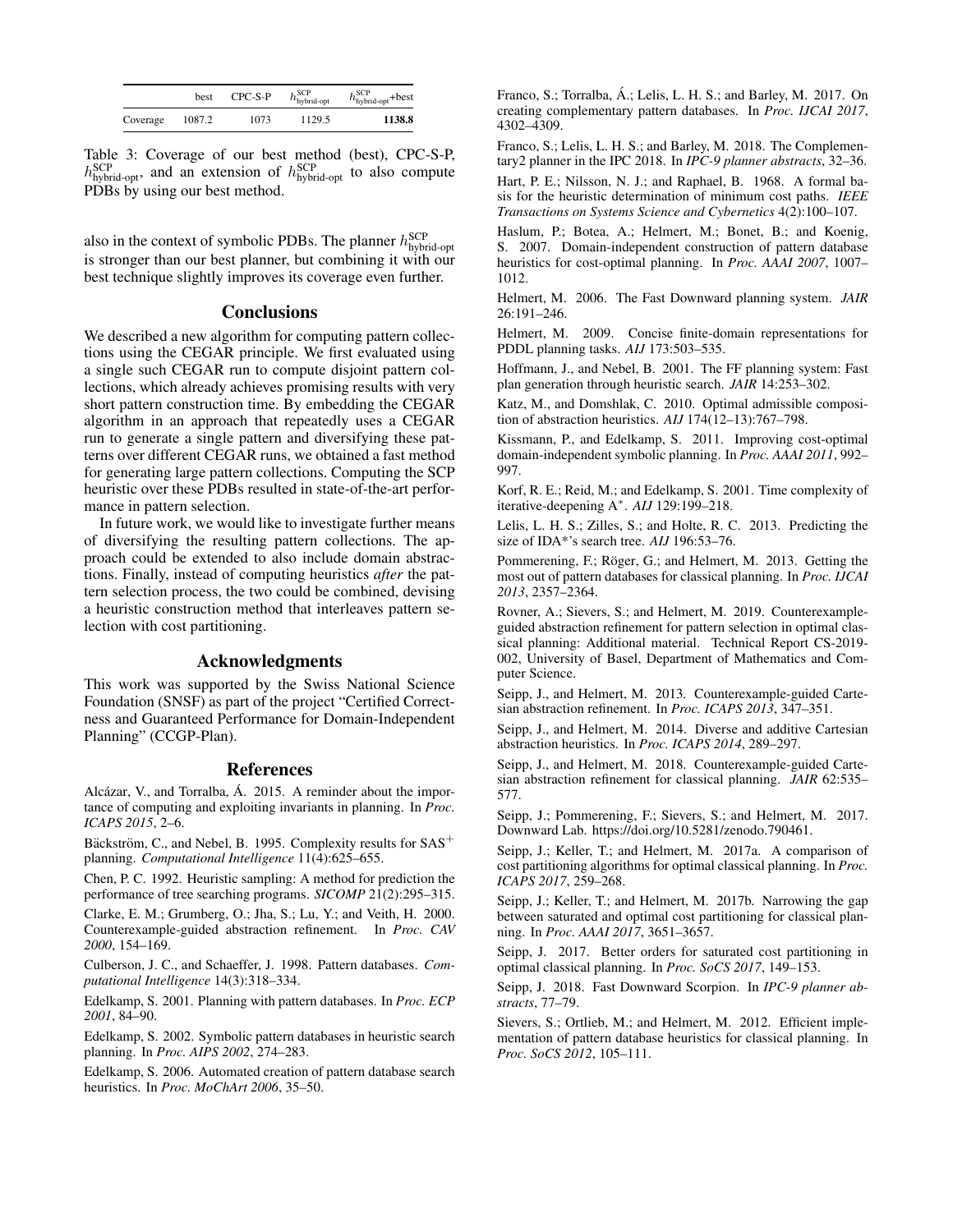| | best | CPC-S-P | $h^{\text{SCP}}_{\text{hybrid-opt}}$ | $h^{\text{SCP}}_{\text{hybrid-opt}}$+best |
|---|---|---|---|---|
| Coverage | 1087.2 | 1073 | 1129.5 | **1138.8** |

Table 3: Coverage of our best method (best), CPC-S-P, $h^{\text{SCP}}_{\text{hybrid-opt}}$, and an extension of $h^{\text{SCP}}_{\text{hybrid-opt}}$ to also compute PDBs by using our best method.

also in the context of symbolic PDBs. The planner $h^{\text{SCP}}_{\text{hybrid-opt}}$ is stronger than our best planner, but combining it with our best technique slightly improves its coverage even further.

## Conclusions

We described a new algorithm for computing pattern collections using the CEGAR principle. We first evaluated using a single such CEGAR run to compute disjoint pattern collections, which already achieves promising results with very short pattern construction time. By embedding the CEGAR algorithm in an approach that repeatedly uses a CEGAR run to generate a single pattern and diversifying these patterns over different CEGAR runs, we obtained a fast method for generating large pattern collections. Computing the SCP heuristic over these PDBs resulted in state-of-the-art performance in pattern selection.

In future work, we would like to investigate further means of diversifying the resulting pattern collections. The approach could be extended to also include domain abstractions. Finally, instead of computing heuristics *after* the pattern selection process, the two could be combined, devising a heuristic construction method that interleaves pattern selection with cost partitioning.

## Acknowledgments

This work was supported by the Swiss National Science Foundation (SNSF) as part of the project "Certified Correctness and Guaranteed Performance for Domain-Independent Planning" (CCGP-Plan).

## References

Alcázar, V., and Torralba, Á. 2015. A reminder about the importance of computing and exploiting invariants in planning. In *Proc. ICAPS 2015*, 2–6.

Bäckström, C., and Nebel, B. 1995. Complexity results for $\text{SAS}^+$ planning. *Computational Intelligence* 11(4):625–655.

Chen, P. C. 1992. Heuristic sampling: A method for prediction the performance of tree searching programs. *SICOMP* 21(2):295–315.

Clarke, E. M.; Grumberg, O.; Jha, S.; Lu, Y.; and Veith, H. 2000. Counterexample-guided abstraction refinement. In *Proc. CAV 2000*, 154–169.

Culberson, J. C., and Schaeffer, J. 1998. Pattern databases. *Computational Intelligence* 14(3):318–334.

Edelkamp, S. 2001. Planning with pattern databases. In *Proc. ECP 2001*, 84–90.

Edelkamp, S. 2002. Symbolic pattern databases in heuristic search planning. In *Proc. AIPS 2002*, 274–283.

Edelkamp, S. 2006. Automated creation of pattern database search heuristics. In *Proc. MoChArt 2006*, 35–50.

Franco, S.; Torralba, Á.; Lelis, L. H. S.; and Barley, M. 2017. On creating complementary pattern databases. In *Proc. IJCAI 2017*, 4302–4309.

Franco, S.; Lelis, L. H. S.; and Barley, M. 2018. The Complementary2 planner in the IPC 2018. In *IPC-9 planner abstracts*, 32–36.

Hart, P. E.; Nilsson, N. J.; and Raphael, B. 1968. A formal basis for the heuristic determination of minimum cost paths. *IEEE Transactions on Systems Science and Cybernetics* 4(2):100–107.

Haslum, P.; Botea, A.; Helmert, M.; Bonet, B.; and Koenig, S. 2007. Domain-independent construction of pattern database heuristics for cost-optimal planning. In *Proc. AAAI 2007*, 1007–1012.

Helmert, M. 2006. The Fast Downward planning system. *JAIR* 26:191–246.

Helmert, M. 2009. Concise finite-domain representations for PDDL planning tasks. *AIJ* 173:503–535.

Hoffmann, J., and Nebel, B. 2001. The FF planning system: Fast plan generation through heuristic search. *JAIR* 14:253–302.

Katz, M., and Domshlak, C. 2010. Optimal admissible composition of abstraction heuristics. *AIJ* 174(12–13):767–798.

Kissmann, P., and Edelkamp, S. 2011. Improving cost-optimal domain-independent symbolic planning. In *Proc. AAAI 2011*, 992–997.

Korf, R. E.; Reid, M.; and Edelkamp, S. 2001. Time complexity of iterative-deepening $\text{A}^*$. *AIJ* 129:199–218.

Lelis, L. H. S.; Zilles, S.; and Holte, R. C. 2013. Predicting the size of IDA\*'s search tree. *AIJ* 196:53–76.

Pommerening, F.; Röger, G.; and Helmert, M. 2013. Getting the most out of pattern databases for classical planning. In *Proc. IJCAI 2013*, 2357–2364.

Rovner, A.; Sievers, S.; and Helmert, M. 2019. Counterexample-guided abstraction refinement for pattern selection in optimal classical planning: Additional material. Technical Report CS-2019-002, University of Basel, Department of Mathematics and Computer Science.

Seipp, J., and Helmert, M. 2013. Counterexample-guided Cartesian abstraction refinement. In *Proc. ICAPS 2013*, 347–351.

Seipp, J., and Helmert, M. 2014. Diverse and additive Cartesian abstraction heuristics. In *Proc. ICAPS 2014*, 289–297.

Seipp, J., and Helmert, M. 2018. Counterexample-guided Cartesian abstraction refinement for classical planning. *JAIR* 62:535–577.

Seipp, J.; Pommerening, F.; Sievers, S.; and Helmert, M. 2017. Downward Lab. https://doi.org/10.5281/zenodo.790461.

Seipp, J.; Keller, T.; and Helmert, M. 2017a. A comparison of cost partitioning algorithms for optimal classical planning. In *Proc. ICAPS 2017*, 259–268.

Seipp, J.; Keller, T.; and Helmert, M. 2017b. Narrowing the gap between saturated and optimal cost partitioning for classical planning. In *Proc. AAAI 2017*, 3651–3657.

Seipp, J. 2017. Better orders for saturated cost partitioning in optimal classical planning. In *Proc. SoCS 2017*, 149–153.

Seipp, J. 2018. Fast Downward Scorpion. In *IPC-9 planner abstracts*, 77–79.

Sievers, S.; Ortlieb, M.; and Helmert, M. 2012. Efficient implementation of pattern database heuristics for classical planning. In *Proc. SoCS 2012*, 105–111.